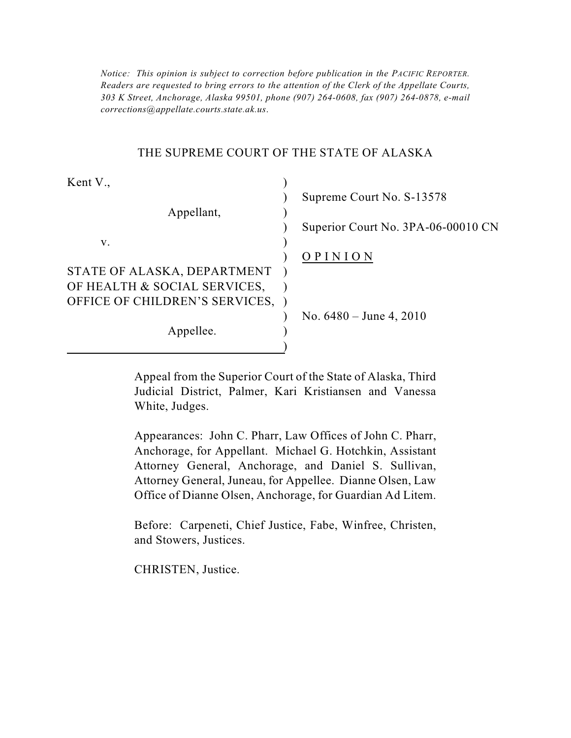*Notice: This opinion is subject to correction before publication in the PACIFIC REPORTER. Readers are requested to bring errors to the attention of the Clerk of the Appellate Courts, 303 K Street, Anchorage, Alaska 99501, phone (907) 264-0608, fax (907) 264-0878, e-mail corrections@appellate.courts.state.ak.us.*

THE SUPREME COURT OF THE STATE OF ALASKA

Kent V.,

Appellant,

v.

STATE OF ALASKA, DEPARTMENT OF HEALTH & SOCIAL SERVICES, OFFICE OF CHILDREN'S SERVICES,

Appellee.

Supreme Court No. S-13578

Superior Court No. 3PA-06-00010 CN

O P I N I O N

No. 6480 – June 4, 2010

Appeal from the Superior Court of the State of Alaska, Third Judicial District, Palmer, Kari Kristiansen and Vanessa White, Judges.

Appearances: John C. Pharr, Law Offices of John C. Pharr, Anchorage, for Appellant. Michael G. Hotchkin, Assistant Attorney General, Anchorage, and Daniel S. Sullivan, Attorney General, Juneau, for Appellee. Dianne Olsen, Law Office of Dianne Olsen, Anchorage, for Guardian Ad Litem.

Before: Carpeneti, Chief Justice, Fabe, Winfree, Christen, and Stowers, Justices.

CHRISTEN, Justice.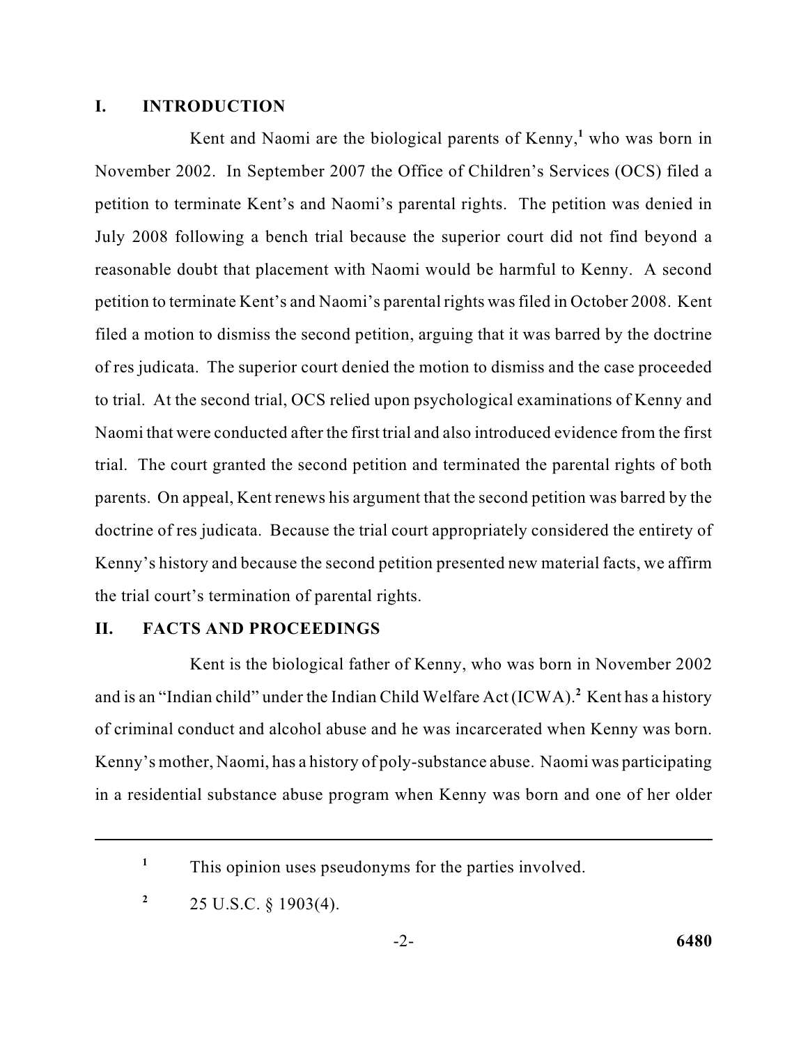## I. INTRODUCTION

Kent and Naomi are the biological parents of Kenny,[1] who was born in November 2002. In September 2007 the Office of Children's Services (OCS) filed a petition to terminate Kent's and Naomi's parental rights. The petition was denied in July 2008 following a bench trial because the superior court did not find beyond a reasonable doubt that placement with Naomi would be harmful to Kenny. A second petition to terminate Kent's and Naomi's parental rights was filed in October 2008. Kent filed a motion to dismiss the second petition, arguing that it was barred by the doctrine of res judicata. The superior court denied the motion to dismiss and the case proceeded to trial. At the second trial, OCS relied upon psychological examinations of Kenny and Naomi that were conducted after the first trial and also introduced evidence from the first trial. The court granted the second petition and terminated the parental rights of both parents. On appeal, Kent renews his argument that the second petition was barred by the doctrine of res judicata. Because the trial court appropriately considered the entirety of Kenny's history and because the second petition presented new material facts, we affirm the trial court's termination of parental rights.

## II. FACTS AND PROCEEDINGS

Kent is the biological father of Kenny, who was born in November 2002 and is an "Indian child" under the Indian Child Welfare Act (ICWA).[2] Kent has a history of criminal conduct and alcohol abuse and he was incarcerated when Kenny was born. Kenny's mother, Naomi, has a history of poly-substance abuse. Naomi was participating in a residential substance abuse program when Kenny was born and one of her older

---

[1] This opinion uses pseudonyms for the parties involved.

[2] 25 U.S.C. § 1903(4).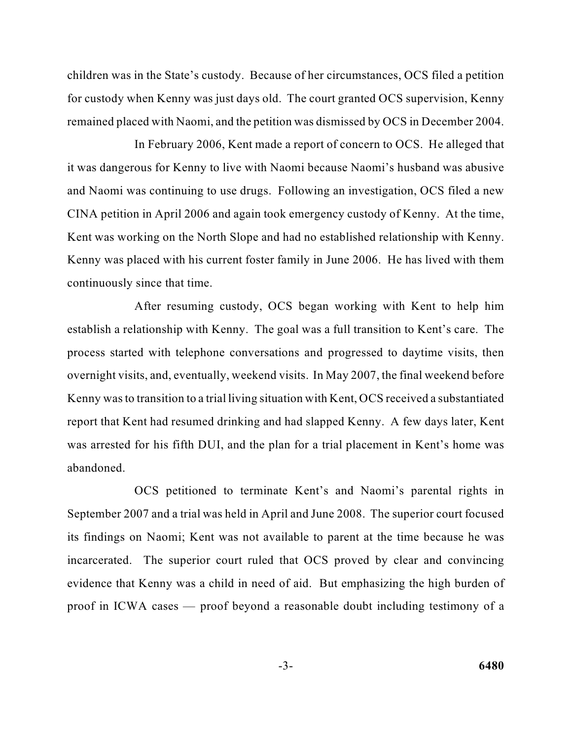children was in the State's custody. Because of her circumstances, OCS filed a petition for custody when Kenny was just days old. The court granted OCS supervision, Kenny remained placed with Naomi, and the petition was dismissed by OCS in December 2004.

In February 2006, Kent made a report of concern to OCS. He alleged that it was dangerous for Kenny to live with Naomi because Naomi's husband was abusive and Naomi was continuing to use drugs. Following an investigation, OCS filed a new CINA petition in April 2006 and again took emergency custody of Kenny. At the time, Kent was working on the North Slope and had no established relationship with Kenny. Kenny was placed with his current foster family in June 2006. He has lived with them continuously since that time.

After resuming custody, OCS began working with Kent to help him establish a relationship with Kenny. The goal was a full transition to Kent's care. The process started with telephone conversations and progressed to daytime visits, then overnight visits, and, eventually, weekend visits. In May 2007, the final weekend before Kenny was to transition to a trial living situation with Kent, OCS received a substantiated report that Kent had resumed drinking and had slapped Kenny. A few days later, Kent was arrested for his fifth DUI, and the plan for a trial placement in Kent's home was abandoned.

OCS petitioned to terminate Kent's and Naomi's parental rights in September 2007 and a trial was held in April and June 2008. The superior court focused its findings on Naomi; Kent was not available to parent at the time because he was incarcerated. The superior court ruled that OCS proved by clear and convincing evidence that Kenny was a child in need of aid. But emphasizing the high burden of proof in ICWA cases — proof beyond a reasonable doubt including testimony of a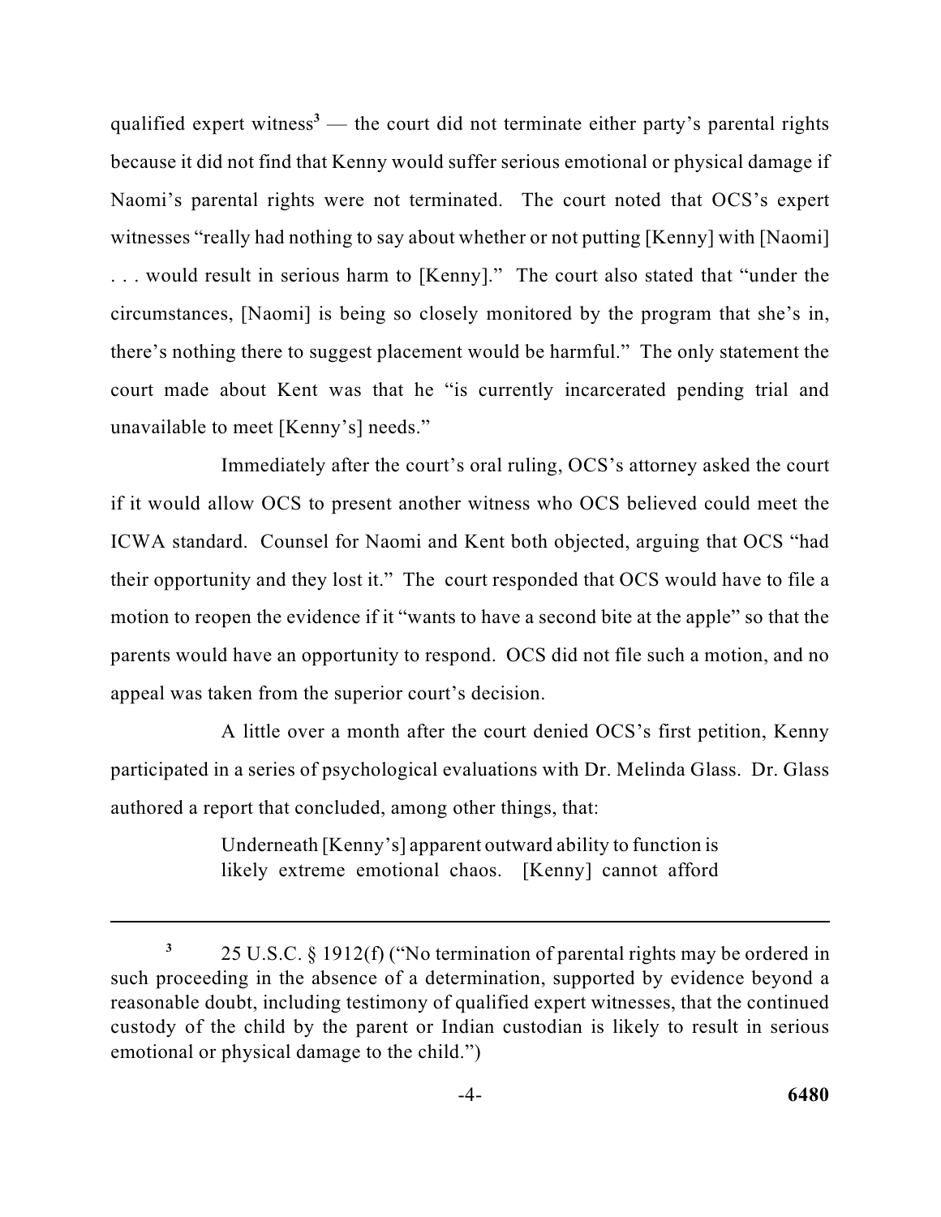qualified expert witness[3] — the court did not terminate either party's parental rights because it did not find that Kenny would suffer serious emotional or physical damage if Naomi's parental rights were not terminated. The court noted that OCS's expert witnesses "really had nothing to say about whether or not putting [Kenny] with [Naomi] . . . would result in serious harm to [Kenny]." The court also stated that "under the circumstances, [Naomi] is being so closely monitored by the program that she's in, there's nothing there to suggest placement would be harmful." The only statement the court made about Kent was that he "is currently incarcerated pending trial and unavailable to meet [Kenny's] needs."

Immediately after the court's oral ruling, OCS's attorney asked the court if it would allow OCS to present another witness who OCS believed could meet the ICWA standard. Counsel for Naomi and Kent both objected, arguing that OCS "had their opportunity and they lost it." The court responded that OCS would have to file a motion to reopen the evidence if it "wants to have a second bite at the apple" so that the parents would have an opportunity to respond. OCS did not file such a motion, and no appeal was taken from the superior court's decision.

A little over a month after the court denied OCS's first petition, Kenny participated in a series of psychological evaluations with Dr. Melinda Glass. Dr. Glass authored a report that concluded, among other things, that:

> Underneath [Kenny's] apparent outward ability to function is likely extreme emotional chaos. [Kenny] cannot afford

---

[3] 25 U.S.C. § 1912(f) ("No termination of parental rights may be ordered in such proceeding in the absence of a determination, supported by evidence beyond a reasonable doubt, including testimony of qualified expert witnesses, that the continued custody of the child by the parent or Indian custodian is likely to result in serious emotional or physical damage to the child.")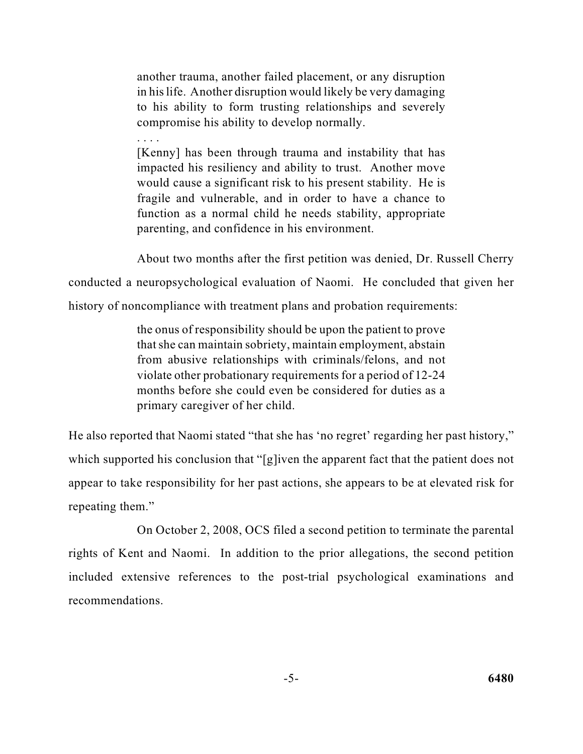> another trauma, another failed placement, or any disruption in his life. Another disruption would likely be very damaging to his ability to form trusting relationships and severely compromise his ability to develop normally.
>
> . . . .
>
> [Kenny] has been through trauma and instability that has impacted his resiliency and ability to trust. Another move would cause a significant risk to his present stability. He is fragile and vulnerable, and in order to have a chance to function as a normal child he needs stability, appropriate parenting, and confidence in his environment.

About two months after the first petition was denied, Dr. Russell Cherry conducted a neuropsychological evaluation of Naomi. He concluded that given her history of noncompliance with treatment plans and probation requirements:

> the onus of responsibility should be upon the patient to prove that she can maintain sobriety, maintain employment, abstain from abusive relationships with criminals/felons, and not violate other probationary requirements for a period of 12-24 months before she could even be considered for duties as a primary caregiver of her child.

He also reported that Naomi stated "that she has 'no regret' regarding her past history," which supported his conclusion that "[g]iven the apparent fact that the patient does not appear to take responsibility for her past actions, she appears to be at elevated risk for repeating them."

On October 2, 2008, OCS filed a second petition to terminate the parental rights of Kent and Naomi. In addition to the prior allegations, the second petition included extensive references to the post-trial psychological examinations and recommendations.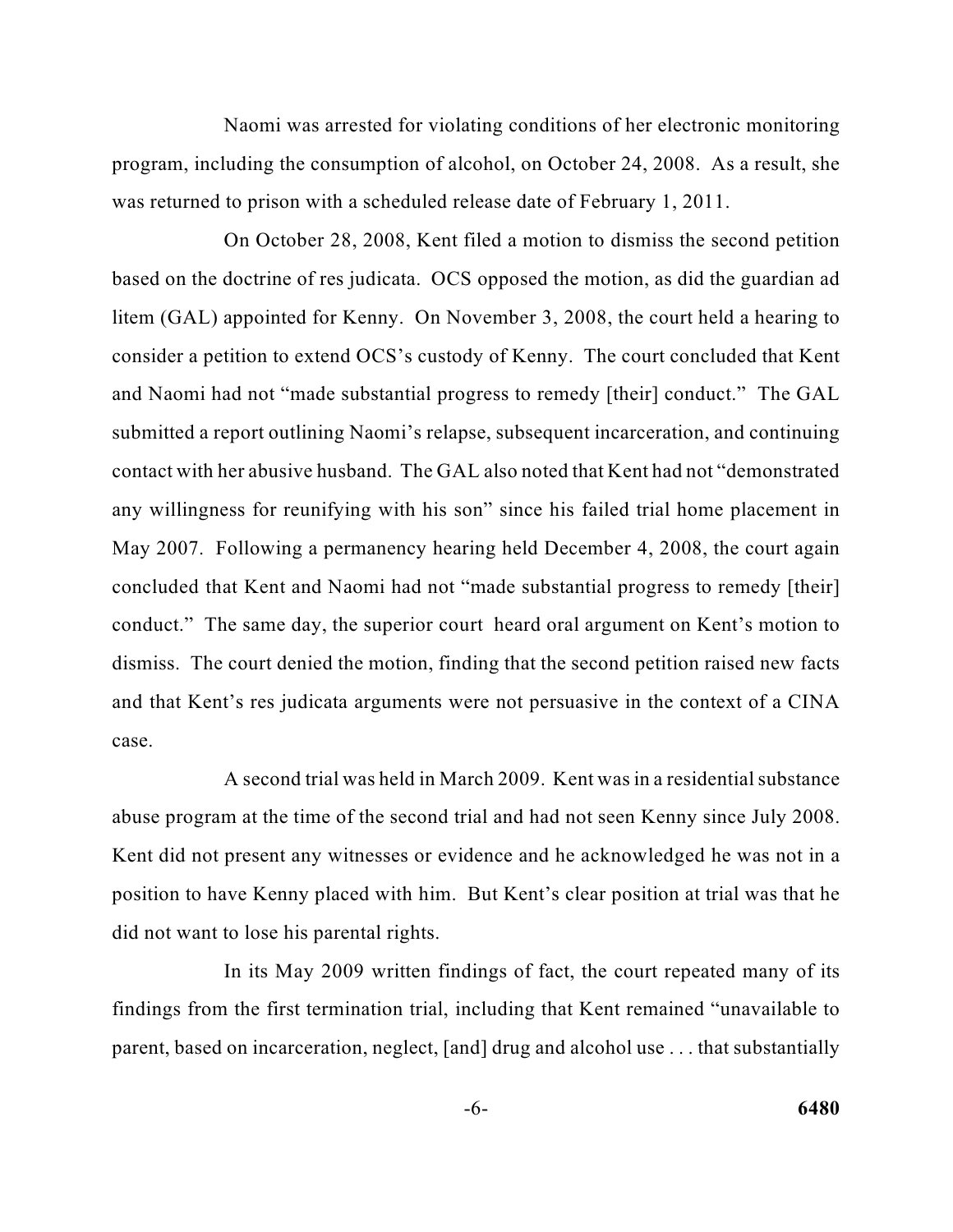Naomi was arrested for violating conditions of her electronic monitoring program, including the consumption of alcohol, on October 24, 2008. As a result, she was returned to prison with a scheduled release date of February 1, 2011.

On October 28, 2008, Kent filed a motion to dismiss the second petition based on the doctrine of res judicata. OCS opposed the motion, as did the guardian ad litem (GAL) appointed for Kenny. On November 3, 2008, the court held a hearing to consider a petition to extend OCS's custody of Kenny. The court concluded that Kent and Naomi had not "made substantial progress to remedy [their] conduct." The GAL submitted a report outlining Naomi's relapse, subsequent incarceration, and continuing contact with her abusive husband. The GAL also noted that Kent had not "demonstrated any willingness for reunifying with his son" since his failed trial home placement in May 2007. Following a permanency hearing held December 4, 2008, the court again concluded that Kent and Naomi had not "made substantial progress to remedy [their] conduct." The same day, the superior court heard oral argument on Kent's motion to dismiss. The court denied the motion, finding that the second petition raised new facts and that Kent's res judicata arguments were not persuasive in the context of a CINA case.

A second trial was held in March 2009. Kent was in a residential substance abuse program at the time of the second trial and had not seen Kenny since July 2008. Kent did not present any witnesses or evidence and he acknowledged he was not in a position to have Kenny placed with him. But Kent's clear position at trial was that he did not want to lose his parental rights.

In its May 2009 written findings of fact, the court repeated many of its findings from the first termination trial, including that Kent remained "unavailable to parent, based on incarceration, neglect, [and] drug and alcohol use . . . that substantially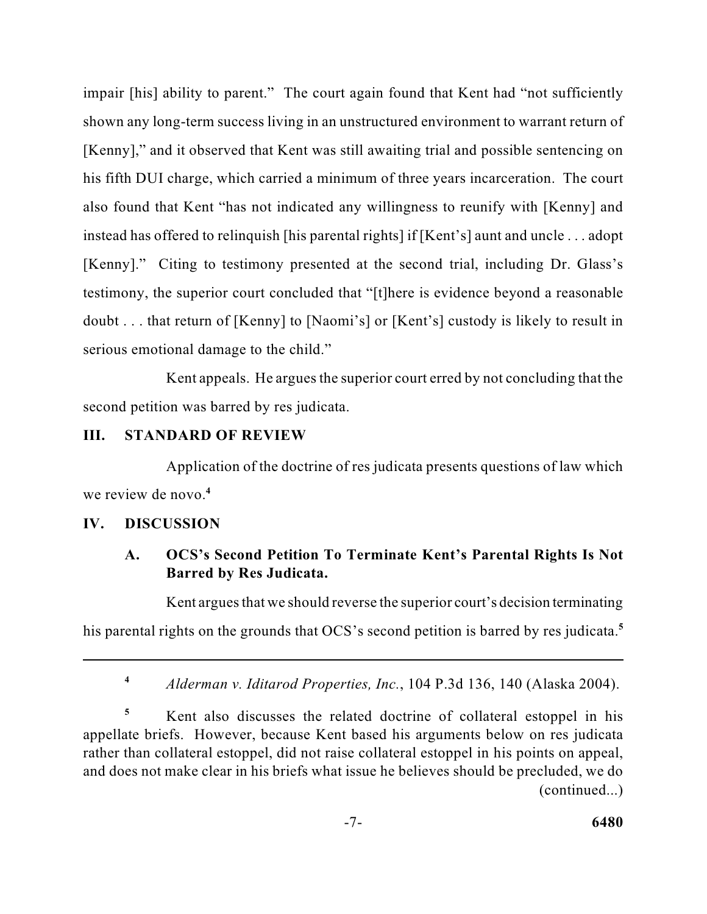impair [his] ability to parent." The court again found that Kent had "not sufficiently shown any long-term success living in an unstructured environment to warrant return of [Kenny]," and it observed that Kent was still awaiting trial and possible sentencing on his fifth DUI charge, which carried a minimum of three years incarceration. The court also found that Kent "has not indicated any willingness to reunify with [Kenny] and instead has offered to relinquish [his parental rights] if [Kent's] aunt and uncle . . . adopt [Kenny]." Citing to testimony presented at the second trial, including Dr. Glass's testimony, the superior court concluded that "[t]here is evidence beyond a reasonable doubt . . . that return of [Kenny] to [Naomi's] or [Kent's] custody is likely to result in serious emotional damage to the child."

Kent appeals. He argues the superior court erred by not concluding that the second petition was barred by res judicata.

## III. STANDARD OF REVIEW

Application of the doctrine of res judicata presents questions of law which we review de novo.[4]

## IV. DISCUSSION

### A. OCS's Second Petition To Terminate Kent's Parental Rights Is Not Barred by Res Judicata.

Kent argues that we should reverse the superior court's decision terminating his parental rights on the grounds that OCS's second petition is barred by res judicata.[5]

---

[4] *Alderman v. Iditarod Properties, Inc.*, 104 P.3d 136, 140 (Alaska 2004).

[5] Kent also discusses the related doctrine of collateral estoppel in his appellate briefs. However, because Kent based his arguments below on res judicata rather than collateral estoppel, did not raise collateral estoppel in his points on appeal, and does not make clear in his briefs what issue he believes should be precluded, we do (continued...)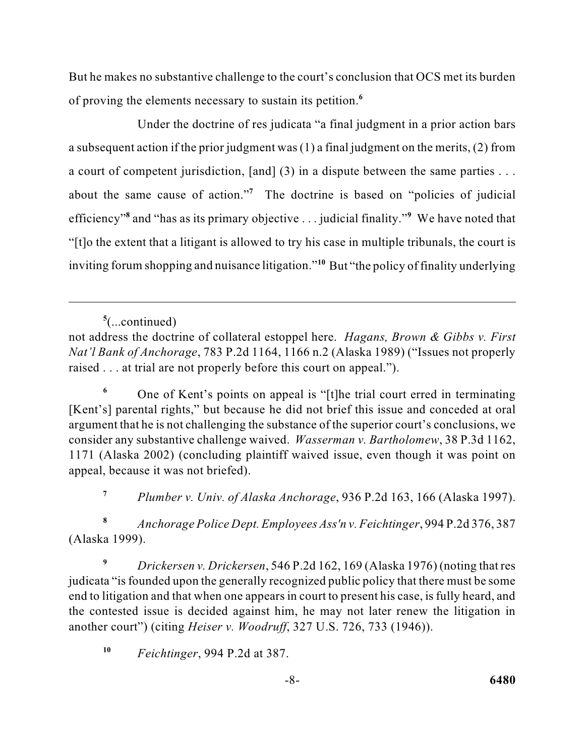But he makes no substantive challenge to the court's conclusion that OCS met its burden of proving the elements necessary to sustain its petition.[6]

Under the doctrine of res judicata "a final judgment in a prior action bars a subsequent action if the prior judgment was (1) a final judgment on the merits, (2) from a court of competent jurisdiction, [and] (3) in a dispute between the same parties . . . about the same cause of action."[7] The doctrine is based on "policies of judicial efficiency"[8] and "has as its primary objective . . . judicial finality."[9] We have noted that "[t]o the extent that a litigant is allowed to try his case in multiple tribunals, the court is inviting forum shopping and nuisance litigation."[10] But "the policy of finality underlying

---

[5](...continued)
not address the doctrine of collateral estoppel here. *Hagans, Brown & Gibbs v. First Nat'l Bank of Anchorage*, 783 P.2d 1164, 1166 n.2 (Alaska 1989) ("Issues not properly raised . . . at trial are not properly before this court on appeal.").

[6] One of Kent's points on appeal is "[t]he trial court erred in terminating [Kent's] parental rights," but because he did not brief this issue and conceded at oral argument that he is not challenging the substance of the superior court's conclusions, we consider any substantive challenge waived. *Wasserman v. Bartholomew*, 38 P.3d 1162, 1171 (Alaska 2002) (concluding plaintiff waived issue, even though it was point on appeal, because it was not briefed).

[7] *Plumber v. Univ. of Alaska Anchorage*, 936 P.2d 163, 166 (Alaska 1997).

[8] *Anchorage Police Dept. Employees Ass'n v. Feichtinger*, 994 P.2d 376, 387 (Alaska 1999).

[9] *Drickersen v. Drickersen*, 546 P.2d 162, 169 (Alaska 1976) (noting that res judicata "is founded upon the generally recognized public policy that there must be some end to litigation and that when one appears in court to present his case, is fully heard, and the contested issue is decided against him, he may not later renew the litigation in another court") (citing *Heiser v. Woodruff*, 327 U.S. 726, 733 (1946)).

[10] *Feichtinger*, 994 P.2d at 387.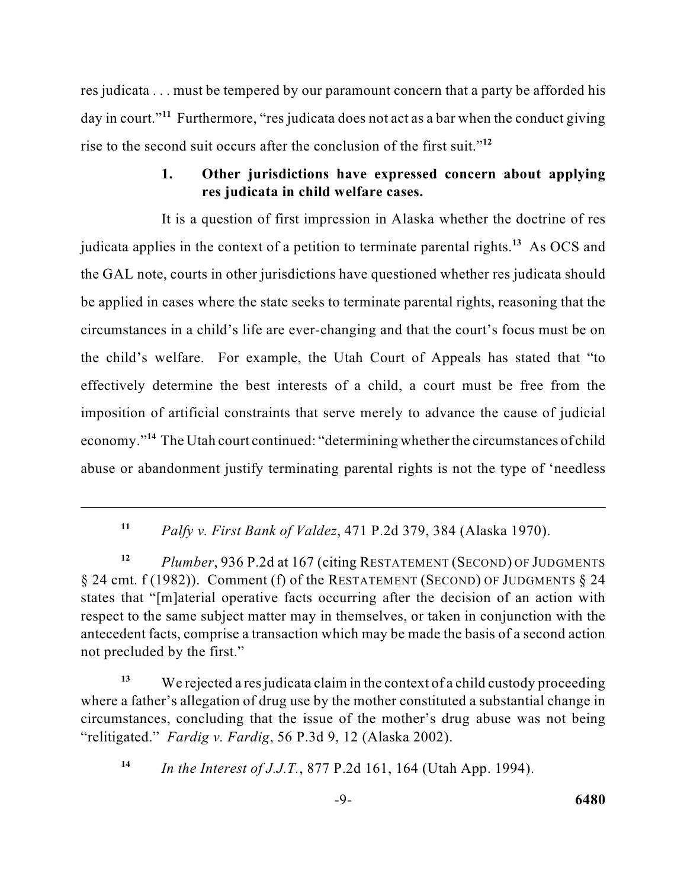res judicata . . . must be tempered by our paramount concern that a party be afforded his day in court."[11] Furthermore, "res judicata does not act as a bar when the conduct giving rise to the second suit occurs after the conclusion of the first suit."[12]

### 1. Other jurisdictions have expressed concern about applying res judicata in child welfare cases.

It is a question of first impression in Alaska whether the doctrine of res judicata applies in the context of a petition to terminate parental rights.[13] As OCS and the GAL note, courts in other jurisdictions have questioned whether res judicata should be applied in cases where the state seeks to terminate parental rights, reasoning that the circumstances in a child's life are ever-changing and that the court's focus must be on the child's welfare. For example, the Utah Court of Appeals has stated that "to effectively determine the best interests of a child, a court must be free from the imposition of artificial constraints that serve merely to advance the cause of judicial economy."[14] The Utah court continued: "determining whether the circumstances of child abuse or abandonment justify terminating parental rights is not the type of 'needless

---

[11] *Palfy v. First Bank of Valdez*, 471 P.2d 379, 384 (Alaska 1970).

[12] *Plumber*, 936 P.2d at 167 (citing RESTATEMENT (SECOND) OF JUDGMENTS § 24 cmt. f (1982)). Comment (f) of the RESTATEMENT (SECOND) OF JUDGMENTS § 24 states that "[m]aterial operative facts occurring after the decision of an action with respect to the same subject matter may in themselves, or taken in conjunction with the antecedent facts, comprise a transaction which may be made the basis of a second action not precluded by the first."

[13] We rejected a res judicata claim in the context of a child custody proceeding where a father's allegation of drug use by the mother constituted a substantial change in circumstances, concluding that the issue of the mother's drug abuse was not being "relitigated." *Fardig v. Fardig*, 56 P.3d 9, 12 (Alaska 2002).

[14] *In the Interest of J.J.T.*, 877 P.2d 161, 164 (Utah App. 1994).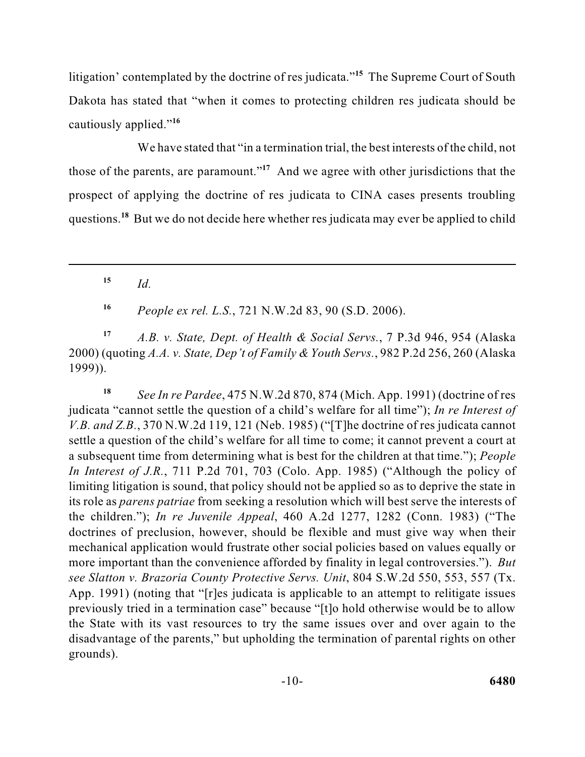litigation' contemplated by the doctrine of res judicata."[15] The Supreme Court of South Dakota has stated that "when it comes to protecting children res judicata should be cautiously applied."[16]

We have stated that "in a termination trial, the best interests of the child, not those of the parents, are paramount."[17] And we agree with other jurisdictions that the prospect of applying the doctrine of res judicata to CINA cases presents troubling questions.[18] But we do not decide here whether res judicata may ever be applied to child

---

[15] *Id.*

[16] *People ex rel. L.S.*, 721 N.W.2d 83, 90 (S.D. 2006).

[17] *A.B. v. State, Dept. of Health & Social Servs.*, 7 P.3d 946, 954 (Alaska 2000) (quoting *A.A. v. State, Dep't of Family & Youth Servs.*, 982 P.2d 256, 260 (Alaska 1999)).

[18] *See In re Pardee*, 475 N.W.2d 870, 874 (Mich. App. 1991) (doctrine of res judicata "cannot settle the question of a child's welfare for all time"); *In re Interest of V.B. and Z.B.*, 370 N.W.2d 119, 121 (Neb. 1985) ("[T]he doctrine of res judicata cannot settle a question of the child's welfare for all time to come; it cannot prevent a court at a subsequent time from determining what is best for the children at that time."); *People In Interest of J.R.*, 711 P.2d 701, 703 (Colo. App. 1985) ("Although the policy of limiting litigation is sound, that policy should not be applied so as to deprive the state in its role as *parens patriae* from seeking a resolution which will best serve the interests of the children."); *In re Juvenile Appeal*, 460 A.2d 1277, 1282 (Conn. 1983) ("The doctrines of preclusion, however, should be flexible and must give way when their mechanical application would frustrate other social policies based on values equally or more important than the convenience afforded by finality in legal controversies."). *But see Slatton v. Brazoria County Protective Servs. Unit*, 804 S.W.2d 550, 553, 557 (Tx. App. 1991) (noting that "[r]es judicata is applicable to an attempt to relitigate issues previously tried in a termination case" because "[t]o hold otherwise would be to allow the State with its vast resources to try the same issues over and over again to the disadvantage of the parents," but upholding the termination of parental rights on other grounds).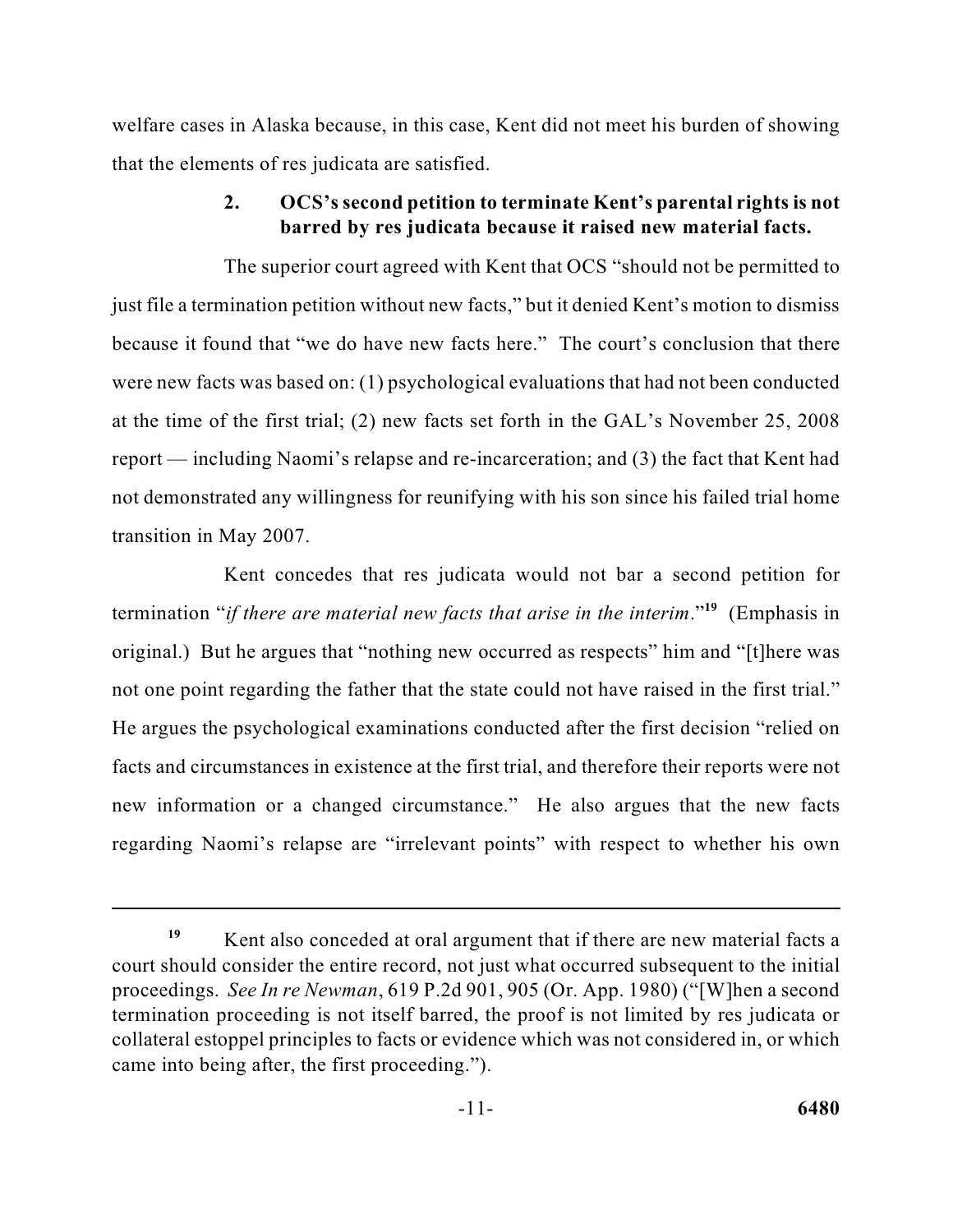welfare cases in Alaska because, in this case, Kent did not meet his burden of showing that the elements of res judicata are satisfied.

### 2. OCS's second petition to terminate Kent's parental rights is not barred by res judicata because it raised new material facts.

The superior court agreed with Kent that OCS "should not be permitted to just file a termination petition without new facts," but it denied Kent's motion to dismiss because it found that "we do have new facts here." The court's conclusion that there were new facts was based on: (1) psychological evaluations that had not been conducted at the time of the first trial; (2) new facts set forth in the GAL's November 25, 2008 report — including Naomi's relapse and re-incarceration; and (3) the fact that Kent had not demonstrated any willingness for reunifying with his son since his failed trial home transition in May 2007.

Kent concedes that res judicata would not bar a second petition for termination "*if there are material new facts that arise in the interim*."[19] (Emphasis in original.) But he argues that "nothing new occurred as respects" him and "[t]here was not one point regarding the father that the state could not have raised in the first trial." He argues the psychological examinations conducted after the first decision "relied on facts and circumstances in existence at the first trial, and therefore their reports were not new information or a changed circumstance." He also argues that the new facts regarding Naomi's relapse are "irrelevant points" with respect to whether his own

---

[19] Kent also conceded at oral argument that if there are new material facts a court should consider the entire record, not just what occurred subsequent to the initial proceedings. *See In re Newman*, 619 P.2d 901, 905 (Or. App. 1980) ("[W]hen a second termination proceeding is not itself barred, the proof is not limited by res judicata or collateral estoppel principles to facts or evidence which was not considered in, or which came into being after, the first proceeding.").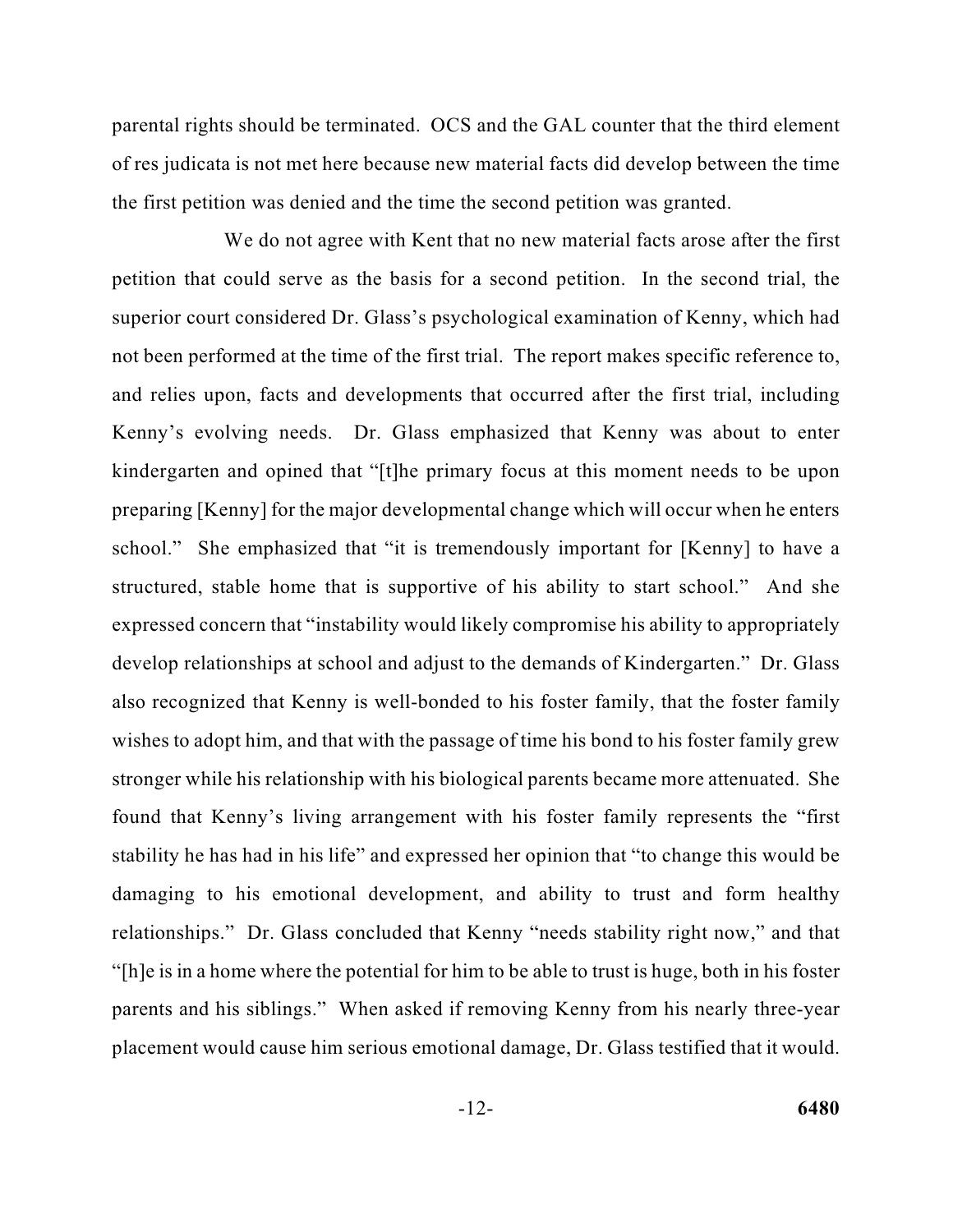parental rights should be terminated. OCS and the GAL counter that the third element of res judicata is not met here because new material facts did develop between the time the first petition was denied and the time the second petition was granted.

We do not agree with Kent that no new material facts arose after the first petition that could serve as the basis for a second petition. In the second trial, the superior court considered Dr. Glass's psychological examination of Kenny, which had not been performed at the time of the first trial. The report makes specific reference to, and relies upon, facts and developments that occurred after the first trial, including Kenny's evolving needs. Dr. Glass emphasized that Kenny was about to enter kindergarten and opined that "[t]he primary focus at this moment needs to be upon preparing [Kenny] for the major developmental change which will occur when he enters school." She emphasized that "it is tremendously important for [Kenny] to have a structured, stable home that is supportive of his ability to start school." And she expressed concern that "instability would likely compromise his ability to appropriately develop relationships at school and adjust to the demands of Kindergarten." Dr. Glass also recognized that Kenny is well-bonded to his foster family, that the foster family wishes to adopt him, and that with the passage of time his bond to his foster family grew stronger while his relationship with his biological parents became more attenuated. She found that Kenny's living arrangement with his foster family represents the "first stability he has had in his life" and expressed her opinion that "to change this would be damaging to his emotional development, and ability to trust and form healthy relationships." Dr. Glass concluded that Kenny "needs stability right now," and that "[h]e is in a home where the potential for him to be able to trust is huge, both in his foster parents and his siblings." When asked if removing Kenny from his nearly three-year placement would cause him serious emotional damage, Dr. Glass testified that it would.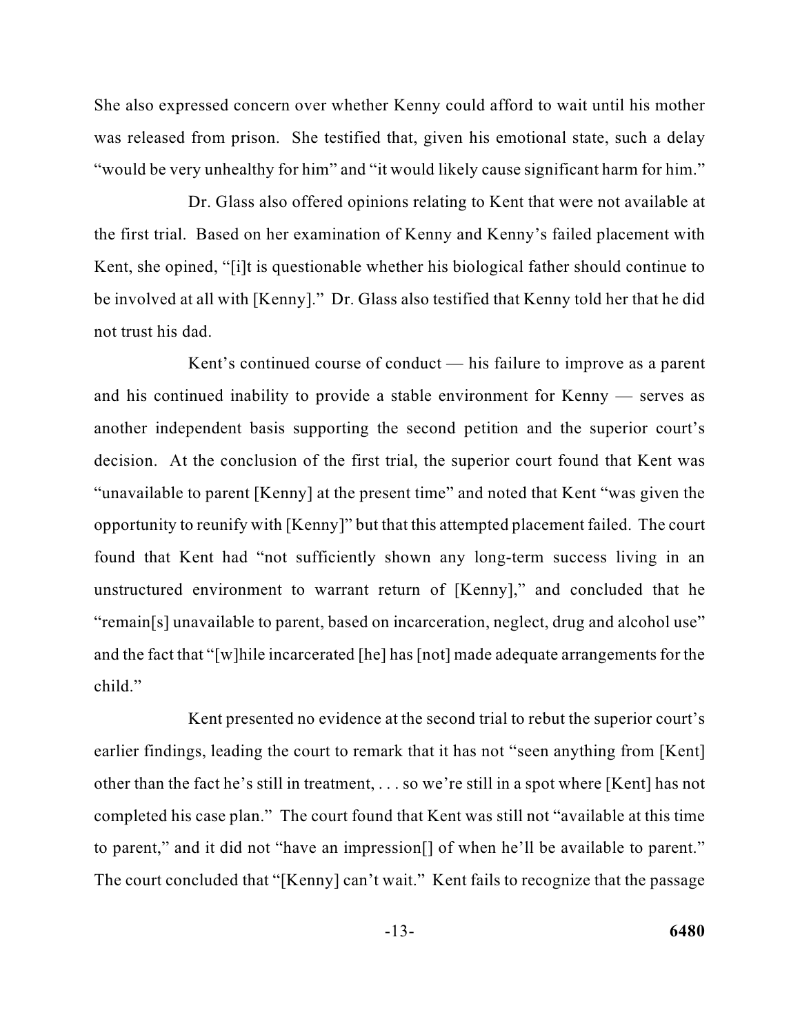She also expressed concern over whether Kenny could afford to wait until his mother was released from prison. She testified that, given his emotional state, such a delay "would be very unhealthy for him" and "it would likely cause significant harm for him."

Dr. Glass also offered opinions relating to Kent that were not available at the first trial. Based on her examination of Kenny and Kenny's failed placement with Kent, she opined, "[i]t is questionable whether his biological father should continue to be involved at all with [Kenny]." Dr. Glass also testified that Kenny told her that he did not trust his dad.

Kent's continued course of conduct — his failure to improve as a parent and his continued inability to provide a stable environment for Kenny — serves as another independent basis supporting the second petition and the superior court's decision. At the conclusion of the first trial, the superior court found that Kent was "unavailable to parent [Kenny] at the present time" and noted that Kent "was given the opportunity to reunify with [Kenny]" but that this attempted placement failed. The court found that Kent had "not sufficiently shown any long-term success living in an unstructured environment to warrant return of [Kenny]," and concluded that he "remain[s] unavailable to parent, based on incarceration, neglect, drug and alcohol use" and the fact that "[w]hile incarcerated [he] has [not] made adequate arrangements for the child."

Kent presented no evidence at the second trial to rebut the superior court's earlier findings, leading the court to remark that it has not "seen anything from [Kent] other than the fact he's still in treatment, . . . so we're still in a spot where [Kent] has not completed his case plan." The court found that Kent was still not "available at this time to parent," and it did not "have an impression[] of when he'll be available to parent." The court concluded that "[Kenny] can't wait." Kent fails to recognize that the passage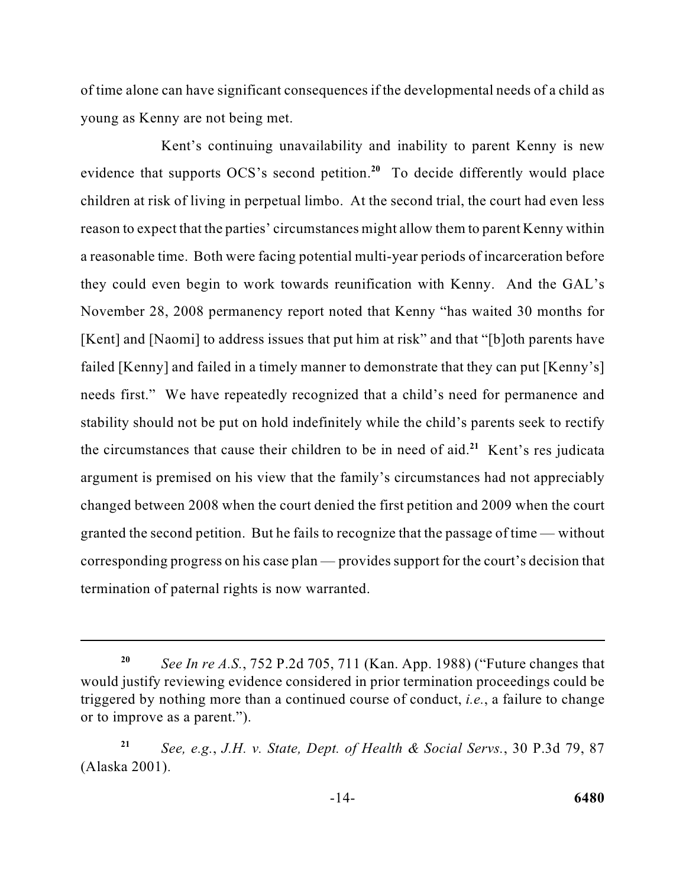of time alone can have significant consequences if the developmental needs of a child as young as Kenny are not being met.

Kent's continuing unavailability and inability to parent Kenny is new evidence that supports OCS's second petition.[20] To decide differently would place children at risk of living in perpetual limbo. At the second trial, the court had even less reason to expect that the parties' circumstances might allow them to parent Kenny within a reasonable time. Both were facing potential multi-year periods of incarceration before they could even begin to work towards reunification with Kenny. And the GAL's November 28, 2008 permanency report noted that Kenny "has waited 30 months for [Kent] and [Naomi] to address issues that put him at risk" and that "[b]oth parents have failed [Kenny] and failed in a timely manner to demonstrate that they can put [Kenny's] needs first." We have repeatedly recognized that a child's need for permanence and stability should not be put on hold indefinitely while the child's parents seek to rectify the circumstances that cause their children to be in need of aid.[21] Kent's res judicata argument is premised on his view that the family's circumstances had not appreciably changed between 2008 when the court denied the first petition and 2009 when the court granted the second petition. But he fails to recognize that the passage of time — without corresponding progress on his case plan — provides support for the court's decision that termination of paternal rights is now warranted.

---

[20] *See In re A.S.*, 752 P.2d 705, 711 (Kan. App. 1988) ("Future changes that would justify reviewing evidence considered in prior termination proceedings could be triggered by nothing more than a continued course of conduct, *i.e.*, a failure to change or to improve as a parent.").

[21] *See, e.g.*, *J.H. v. State, Dept. of Health & Social Servs.*, 30 P.3d 79, 87 (Alaska 2001).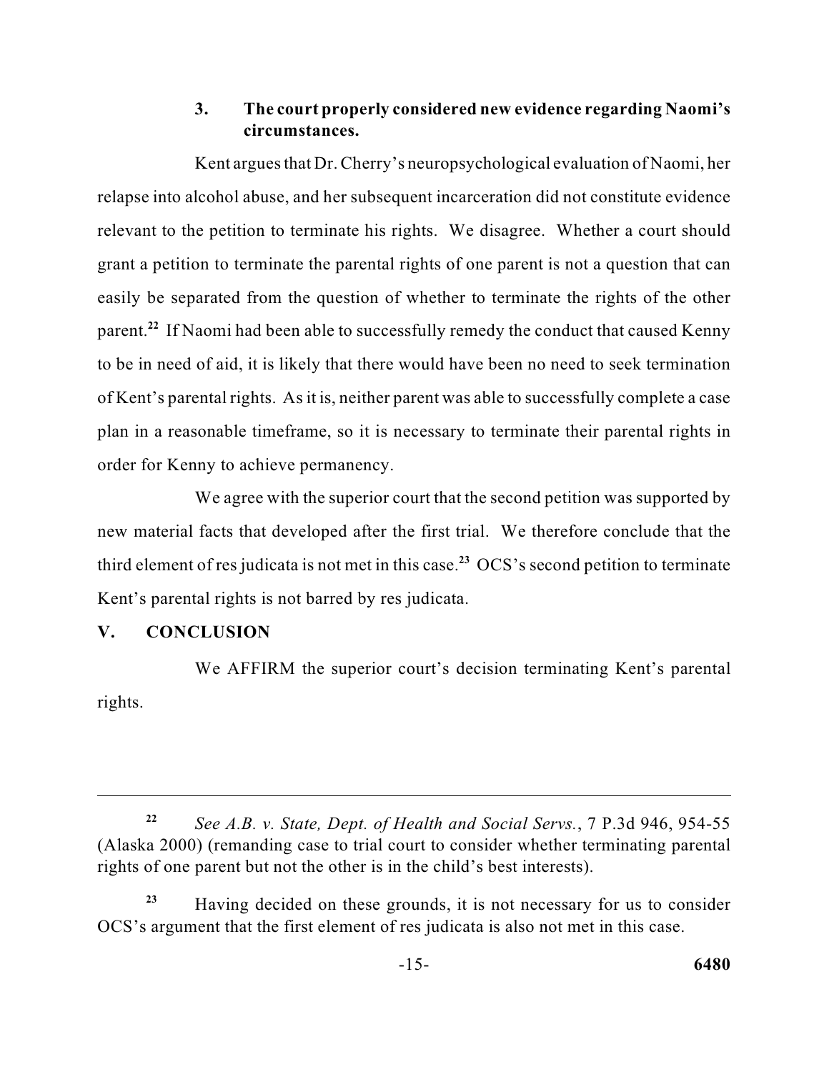### 3. The court properly considered new evidence regarding Naomi's circumstances.

Kent argues that Dr. Cherry's neuropsychological evaluation of Naomi, her relapse into alcohol abuse, and her subsequent incarceration did not constitute evidence relevant to the petition to terminate his rights. We disagree. Whether a court should grant a petition to terminate the parental rights of one parent is not a question that can easily be separated from the question of whether to terminate the rights of the other parent.[22] If Naomi had been able to successfully remedy the conduct that caused Kenny to be in need of aid, it is likely that there would have been no need to seek termination of Kent's parental rights. As it is, neither parent was able to successfully complete a case plan in a reasonable timeframe, so it is necessary to terminate their parental rights in order for Kenny to achieve permanency.

We agree with the superior court that the second petition was supported by new material facts that developed after the first trial. We therefore conclude that the third element of res judicata is not met in this case.[23] OCS's second petition to terminate Kent's parental rights is not barred by res judicata.

## V. CONCLUSION

We AFFIRM the superior court's decision terminating Kent's parental rights.

---

[22] *See A.B. v. State, Dept. of Health and Social Servs.*, 7 P.3d 946, 954-55 (Alaska 2000) (remanding case to trial court to consider whether terminating parental rights of one parent but not the other is in the child's best interests).

[23] Having decided on these grounds, it is not necessary for us to consider OCS's argument that the first element of res judicata is also not met in this case.